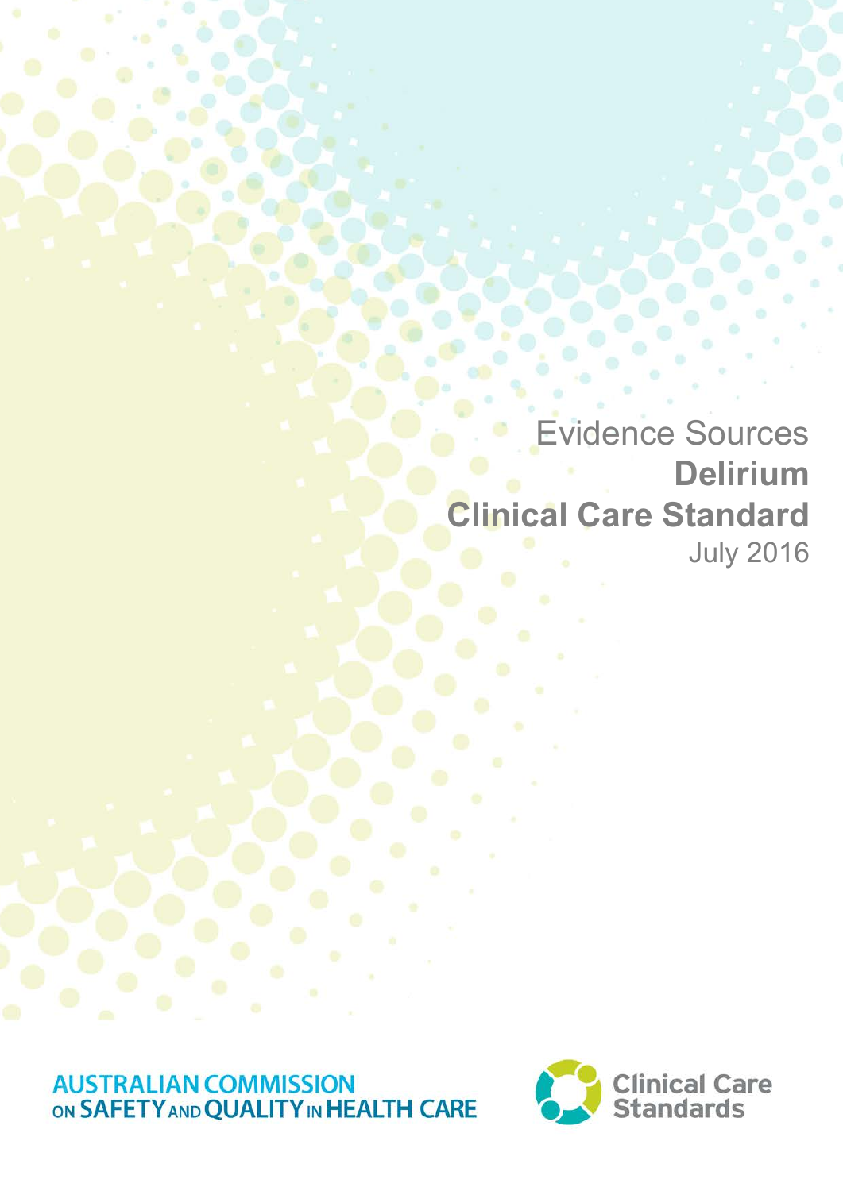# Evidence Sources
# **Delirium Clinical Care Standard**

July 2016

AUSTRALIAN COMMISSION ON SAFETY AND QUALITY IN HEALTH CARE

Clinical Care Standards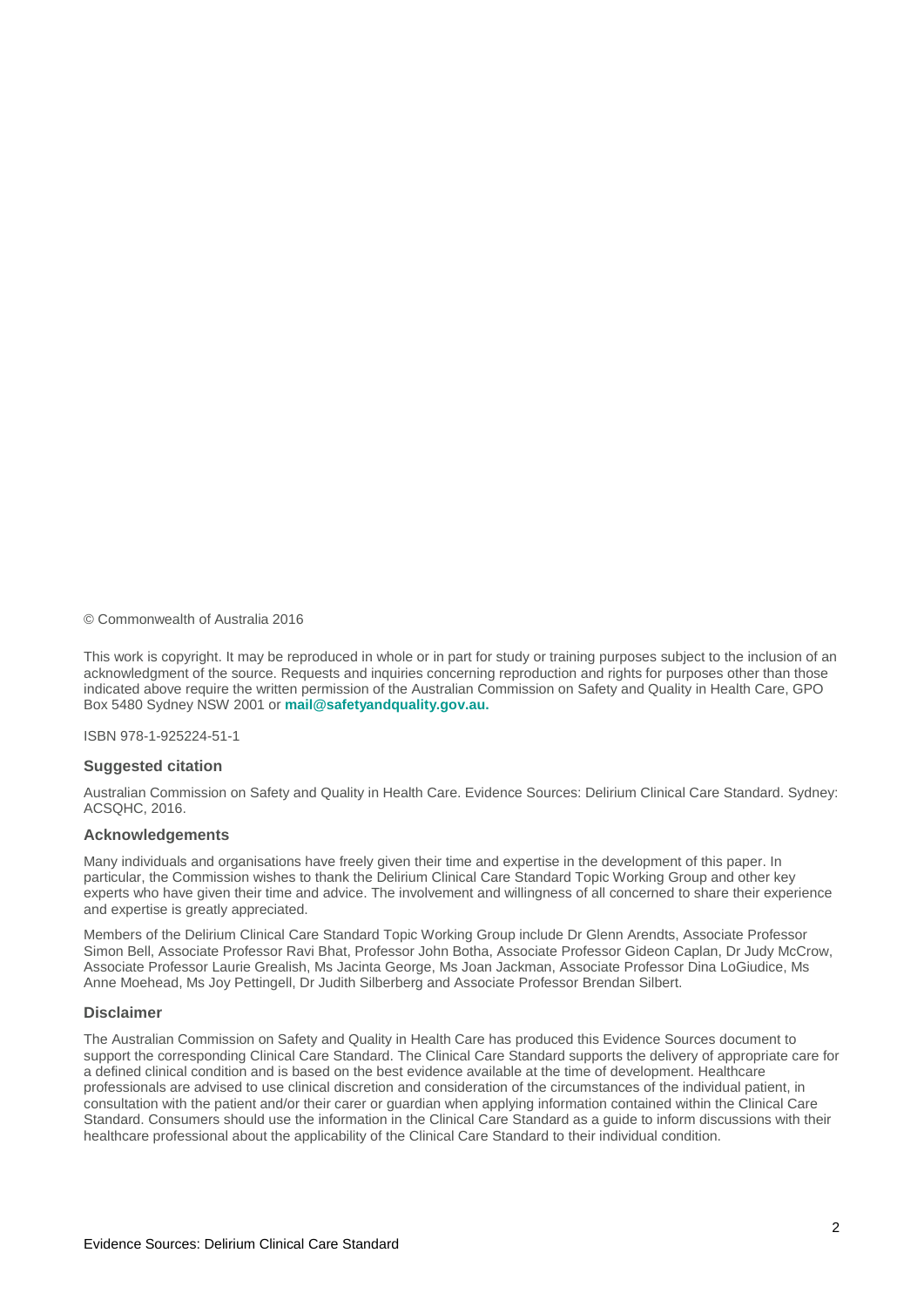© Commonwealth of Australia 2016

This work is copyright. It may be reproduced in whole or in part for study or training purposes subject to the inclusion of an acknowledgment of the source. Requests and inquiries concerning reproduction and rights for purposes other than those indicated above require the written permission of the Australian Commission on Safety and Quality in Health Care, GPO Box 5480 Sydney NSW 2001 or **mail@safetyandquality.gov.au.**

ISBN 978-1-925224-51-1

### Suggested citation

Australian Commission on Safety and Quality in Health Care. Evidence Sources: Delirium Clinical Care Standard. Sydney: ACSQHC, 2016.

### Acknowledgements

Many individuals and organisations have freely given their time and expertise in the development of this paper. In particular, the Commission wishes to thank the Delirium Clinical Care Standard Topic Working Group and other key experts who have given their time and advice. The involvement and willingness of all concerned to share their experience and expertise is greatly appreciated.

Members of the Delirium Clinical Care Standard Topic Working Group include Dr Glenn Arendts, Associate Professor Simon Bell, Associate Professor Ravi Bhat, Professor John Botha, Associate Professor Gideon Caplan, Dr Judy McCrow, Associate Professor Laurie Grealish, Ms Jacinta George, Ms Joan Jackman, Associate Professor Dina LoGiudice, Ms Anne Moehead, Ms Joy Pettingell, Dr Judith Silberberg and Associate Professor Brendan Silbert.

### Disclaimer

The Australian Commission on Safety and Quality in Health Care has produced this Evidence Sources document to support the corresponding Clinical Care Standard. The Clinical Care Standard supports the delivery of appropriate care for a defined clinical condition and is based on the best evidence available at the time of development. Healthcare professionals are advised to use clinical discretion and consideration of the circumstances of the individual patient, in consultation with the patient and/or their carer or guardian when applying information contained within the Clinical Care Standard. Consumers should use the information in the Clinical Care Standard as a guide to inform discussions with their healthcare professional about the applicability of the Clinical Care Standard to their individual condition.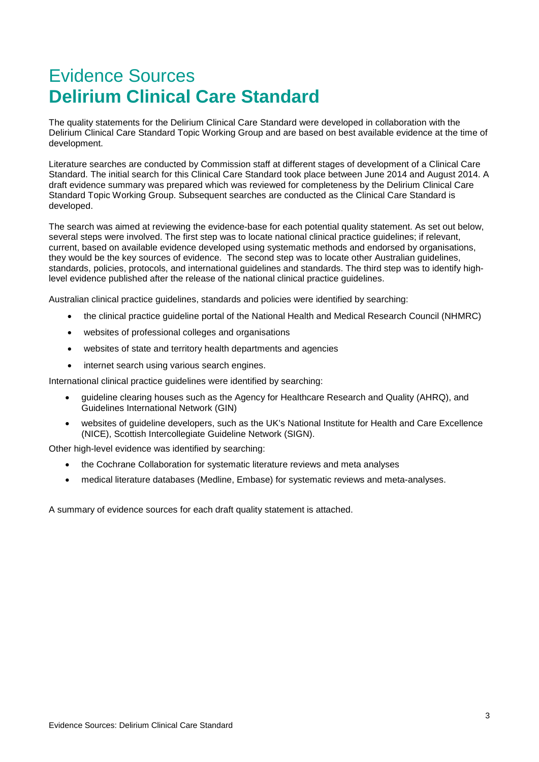# Evidence Sources
# **Delirium Clinical Care Standard**

The quality statements for the Delirium Clinical Care Standard were developed in collaboration with the Delirium Clinical Care Standard Topic Working Group and are based on best available evidence at the time of development.

Literature searches are conducted by Commission staff at different stages of development of a Clinical Care Standard. The initial search for this Clinical Care Standard took place between June 2014 and August 2014. A draft evidence summary was prepared which was reviewed for completeness by the Delirium Clinical Care Standard Topic Working Group. Subsequent searches are conducted as the Clinical Care Standard is developed.

The search was aimed at reviewing the evidence-base for each potential quality statement. As set out below, several steps were involved. The first step was to locate national clinical practice guidelines; if relevant, current, based on available evidence developed using systematic methods and endorsed by organisations, they would be the key sources of evidence. The second step was to locate other Australian guidelines, standards, policies, protocols, and international guidelines and standards. The third step was to identify high-level evidence published after the release of the national clinical practice guidelines.

Australian clinical practice guidelines, standards and policies were identified by searching:

- the clinical practice guideline portal of the National Health and Medical Research Council (NHMRC)
- websites of professional colleges and organisations
- websites of state and territory health departments and agencies
- internet search using various search engines.

International clinical practice guidelines were identified by searching:

- guideline clearing houses such as the Agency for Healthcare Research and Quality (AHRQ), and Guidelines International Network (GIN)
- websites of guideline developers, such as the UK's National Institute for Health and Care Excellence (NICE), Scottish Intercollegiate Guideline Network (SIGN).

Other high-level evidence was identified by searching:

- the Cochrane Collaboration for systematic literature reviews and meta analyses
- medical literature databases (Medline, Embase) for systematic reviews and meta-analyses.

A summary of evidence sources for each draft quality statement is attached.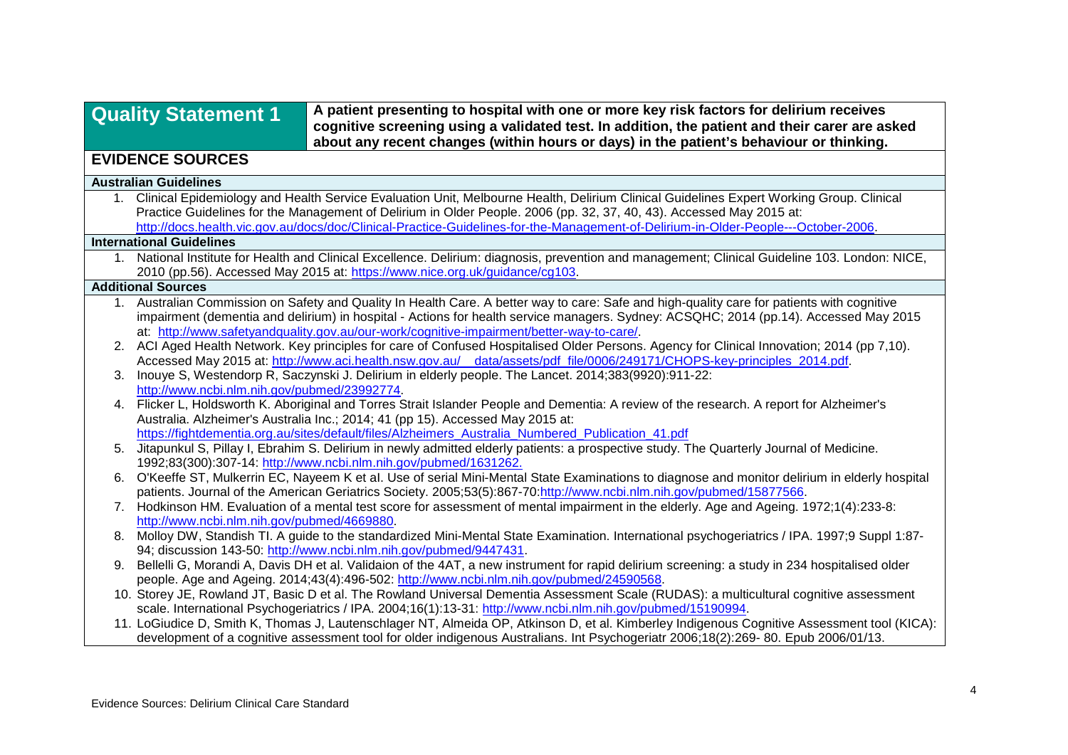## Quality Statement 1

**A patient presenting to hospital with one or more key risk factors for delirium receives cognitive screening using a validated test. In addition, the patient and their carer are asked about any recent changes (within hours or days) in the patient's behaviour or thinking.**

### EVIDENCE SOURCES

#### Australian Guidelines

1. Clinical Epidemiology and Health Service Evaluation Unit, Melbourne Health, Delirium Clinical Guidelines Expert Working Group. Clinical Practice Guidelines for the Management of Delirium in Older People. 2006 (pp. 32, 37, 40, 43). Accessed May 2015 at: http://docs.health.vic.gov.au/docs/doc/Clinical-Practice-Guidelines-for-the-Management-of-Delirium-in-Older-People---October-2006.

#### International Guidelines

1. National Institute for Health and Clinical Excellence. Delirium: diagnosis, prevention and management; Clinical Guideline 103. London: NICE, 2010 (pp.56). Accessed May 2015 at: https://www.nice.org.uk/guidance/cg103.

#### Additional Sources

1. Australian Commission on Safety and Quality In Health Care. A better way to care: Safe and high-quality care for patients with cognitive impairment (dementia and delirium) in hospital - Actions for health service managers. Sydney: ACSQHC; 2014 (pp.14). Accessed May 2015 at: http://www.safetyandquality.gov.au/our-work/cognitive-impairment/better-way-to-care/.
2. ACI Aged Health Network. Key principles for care of Confused Hospitalised Older Persons. Agency for Clinical Innovation; 2014 (pp 7,10). Accessed May 2015 at: http://www.aci.health.nsw.gov.au/__data/assets/pdf_file/0006/249171/CHOPS-key-principles_2014.pdf.
3. Inouye S, Westendorp R, Saczynski J. Delirium in elderly people. The Lancet. 2014;383(9920):911-22: http://www.ncbi.nlm.nih.gov/pubmed/23992774.
4. Flicker L, Holdsworth K. Aboriginal and Torres Strait Islander People and Dementia: A review of the research. A report for Alzheimer's Australia. Alzheimer's Australia Inc.; 2014; 41 (pp 15). Accessed May 2015 at: https://fightdementia.org.au/sites/default/files/Alzheimers_Australia_Numbered_Publication_41.pdf
5. Jitapunkul S, Pillay I, Ebrahim S. Delirium in newly admitted elderly patients: a prospective study. The Quarterly Journal of Medicine. 1992;83(300):307-14: http://www.ncbi.nlm.nih.gov/pubmed/1631262.
6. O'Keeffe ST, Mulkerrin EC, Nayeem K et al. Use of serial Mini-Mental State Examinations to diagnose and monitor delirium in elderly hospital patients. Journal of the American Geriatrics Society. 2005;53(5):867-70:http://www.ncbi.nlm.nih.gov/pubmed/15877566.
7. Hodkinson HM. Evaluation of a mental test score for assessment of mental impairment in the elderly. Age and Ageing. 1972;1(4):233-8: http://www.ncbi.nlm.nih.gov/pubmed/4669880.
8. Molloy DW, Standish TI. A guide to the standardized Mini-Mental State Examination. International psychogeriatrics / IPA. 1997;9 Suppl 1:87-94; discussion 143-50: http://www.ncbi.nlm.nih.gov/pubmed/9447431.
9. Bellelli G, Morandi A, Davis DH et al. Validaion of the 4AT, a new instrument for rapid delirium screening: a study in 234 hospitalised older people. Age and Ageing. 2014;43(4):496-502: http://www.ncbi.nlm.nih.gov/pubmed/24590568.
10. Storey JE, Rowland JT, Basic D et al. The Rowland Universal Dementia Assessment Scale (RUDAS): a multicultural cognitive assessment scale. International Psychogeriatrics / IPA. 2004;16(1):13-31: http://www.ncbi.nlm.nih.gov/pubmed/15190994.
11. LoGiudice D, Smith K, Thomas J, Lautenschlager NT, Almeida OP, Atkinson D, et al. Kimberley Indigenous Cognitive Assessment tool (KICA): development of a cognitive assessment tool for older indigenous Australians. Int Psychogeriatr 2006;18(2):269- 80. Epub 2006/01/13.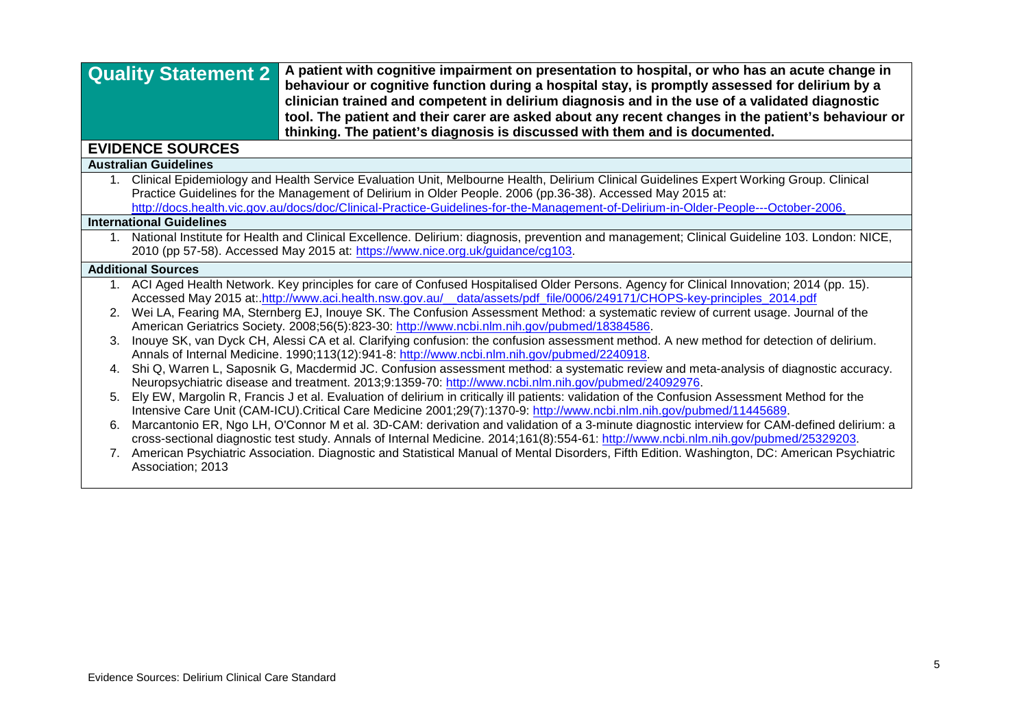## Quality Statement 2

**A patient with cognitive impairment on presentation to hospital, or who has an acute change in behaviour or cognitive function during a hospital stay, is promptly assessed for delirium by a clinician trained and competent in delirium diagnosis and in the use of a validated diagnostic tool. The patient and their carer are asked about any recent changes in the patient's behaviour or thinking. The patient's diagnosis is discussed with them and is documented.**

### EVIDENCE SOURCES

#### Australian Guidelines

1. Clinical Epidemiology and Health Service Evaluation Unit, Melbourne Health, Delirium Clinical Guidelines Expert Working Group. Clinical Practice Guidelines for the Management of Delirium in Older People. 2006 (pp.36-38). Accessed May 2015 at: http://docs.health.vic.gov.au/docs/doc/Clinical-Practice-Guidelines-for-the-Management-of-Delirium-in-Older-People---October-2006.

#### International Guidelines

1. National Institute for Health and Clinical Excellence. Delirium: diagnosis, prevention and management; Clinical Guideline 103. London: NICE, 2010 (pp 57-58). Accessed May 2015 at: https://www.nice.org.uk/guidance/cg103.

#### Additional Sources

1. ACI Aged Health Network. Key principles for care of Confused Hospitalised Older Persons. Agency for Clinical Innovation; 2014 (pp. 15). Accessed May 2015 at:.http://www.aci.health.nsw.gov.au/__data/assets/pdf_file/0006/249171/CHOPS-key-principles_2014.pdf
2. Wei LA, Fearing MA, Sternberg EJ, Inouye SK. The Confusion Assessment Method: a systematic review of current usage. Journal of the American Geriatrics Society. 2008;56(5):823-30: http://www.ncbi.nlm.nih.gov/pubmed/18384586.
3. Inouye SK, van Dyck CH, Alessi CA et al. Clarifying confusion: the confusion assessment method. A new method for detection of delirium. Annals of Internal Medicine. 1990;113(12):941-8: http://www.ncbi.nlm.nih.gov/pubmed/2240918.
4. Shi Q, Warren L, Saposnik G, Macdermid JC. Confusion assessment method: a systematic review and meta-analysis of diagnostic accuracy. Neuropsychiatric disease and treatment. 2013;9:1359-70: http://www.ncbi.nlm.nih.gov/pubmed/24092976.
5. Ely EW, Margolin R, Francis J et al. Evaluation of delirium in critically ill patients: validation of the Confusion Assessment Method for the Intensive Care Unit (CAM-ICU).Critical Care Medicine 2001;29(7):1370-9: http://www.ncbi.nlm.nih.gov/pubmed/11445689.
6. Marcantonio ER, Ngo LH, O'Connor M et al. 3D-CAM: derivation and validation of a 3-minute diagnostic interview for CAM-defined delirium: a cross-sectional diagnostic test study. Annals of Internal Medicine. 2014;161(8):554-61: http://www.ncbi.nlm.nih.gov/pubmed/25329203.
7. American Psychiatric Association. Diagnostic and Statistical Manual of Mental Disorders, Fifth Edition. Washington, DC: American Psychiatric Association; 2013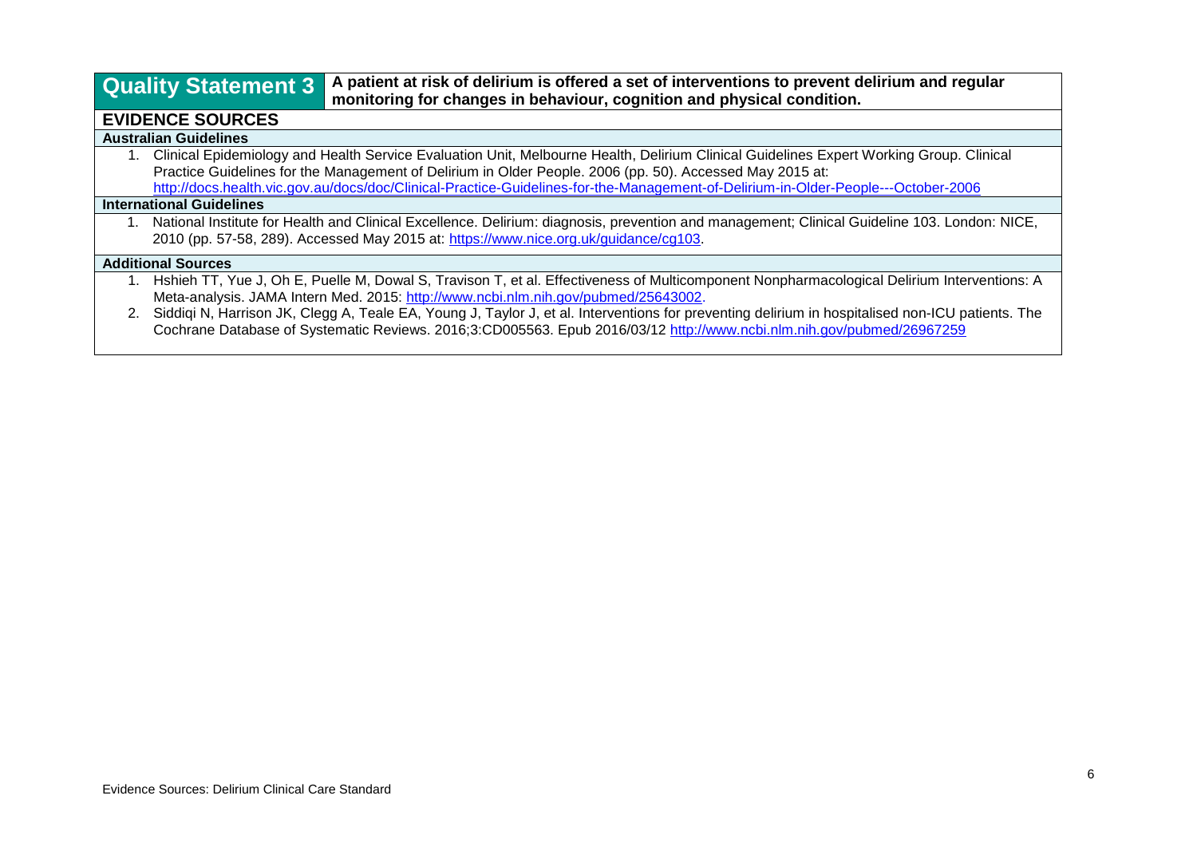## Quality Statement 3

**A patient at risk of delirium is offered a set of interventions to prevent delirium and regular monitoring for changes in behaviour, cognition and physical condition.**

### EVIDENCE SOURCES

#### Australian Guidelines

1. Clinical Epidemiology and Health Service Evaluation Unit, Melbourne Health, Delirium Clinical Guidelines Expert Working Group. Clinical Practice Guidelines for the Management of Delirium in Older People. 2006 (pp. 50). Accessed May 2015 at: http://docs.health.vic.gov.au/docs/doc/Clinical-Practice-Guidelines-for-the-Management-of-Delirium-in-Older-People---October-2006

#### International Guidelines

1. National Institute for Health and Clinical Excellence. Delirium: diagnosis, prevention and management; Clinical Guideline 103. London: NICE, 2010 (pp. 57-58, 289). Accessed May 2015 at: https://www.nice.org.uk/guidance/cg103.

#### Additional Sources

1. Hshieh TT, Yue J, Oh E, Puelle M, Dowal S, Travison T, et al. Effectiveness of Multicomponent Nonpharmacological Delirium Interventions: A Meta-analysis. JAMA Intern Med. 2015: http://www.ncbi.nlm.nih.gov/pubmed/25643002.
2. Siddiqi N, Harrison JK, Clegg A, Teale EA, Young J, Taylor J, et al. Interventions for preventing delirium in hospitalised non-ICU patients. The Cochrane Database of Systematic Reviews. 2016;3:CD005563. Epub 2016/03/12 http://www.ncbi.nlm.nih.gov/pubmed/26967259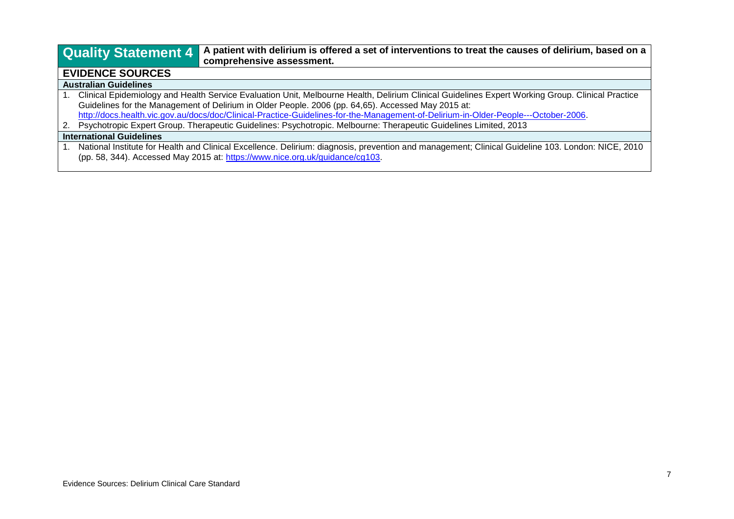## Quality Statement 4

**A patient with delirium is offered a set of interventions to treat the causes of delirium, based on a comprehensive assessment.**

### EVIDENCE SOURCES

#### Australian Guidelines

1. Clinical Epidemiology and Health Service Evaluation Unit, Melbourne Health, Delirium Clinical Guidelines Expert Working Group. Clinical Practice Guidelines for the Management of Delirium in Older People. 2006 (pp. 64,65). Accessed May 2015 at: [http://docs.health.vic.gov.au/docs/doc/Clinical-Practice-Guidelines-for-the-Management-of-Delirium-in-Older-People---October-2006](http://docs.health.vic.gov.au/docs/doc/Clinical-Practice-Guidelines-for-the-Management-of-Delirium-in-Older-People---October-2006).
2. Psychotropic Expert Group. Therapeutic Guidelines: Psychotropic. Melbourne: Therapeutic Guidelines Limited, 2013

#### International Guidelines

1. National Institute for Health and Clinical Excellence. Delirium: diagnosis, prevention and management; Clinical Guideline 103. London: NICE, 2010 (pp. 58, 344). Accessed May 2015 at: [https://www.nice.org.uk/guidance/cg103](https://www.nice.org.uk/guidance/cg103).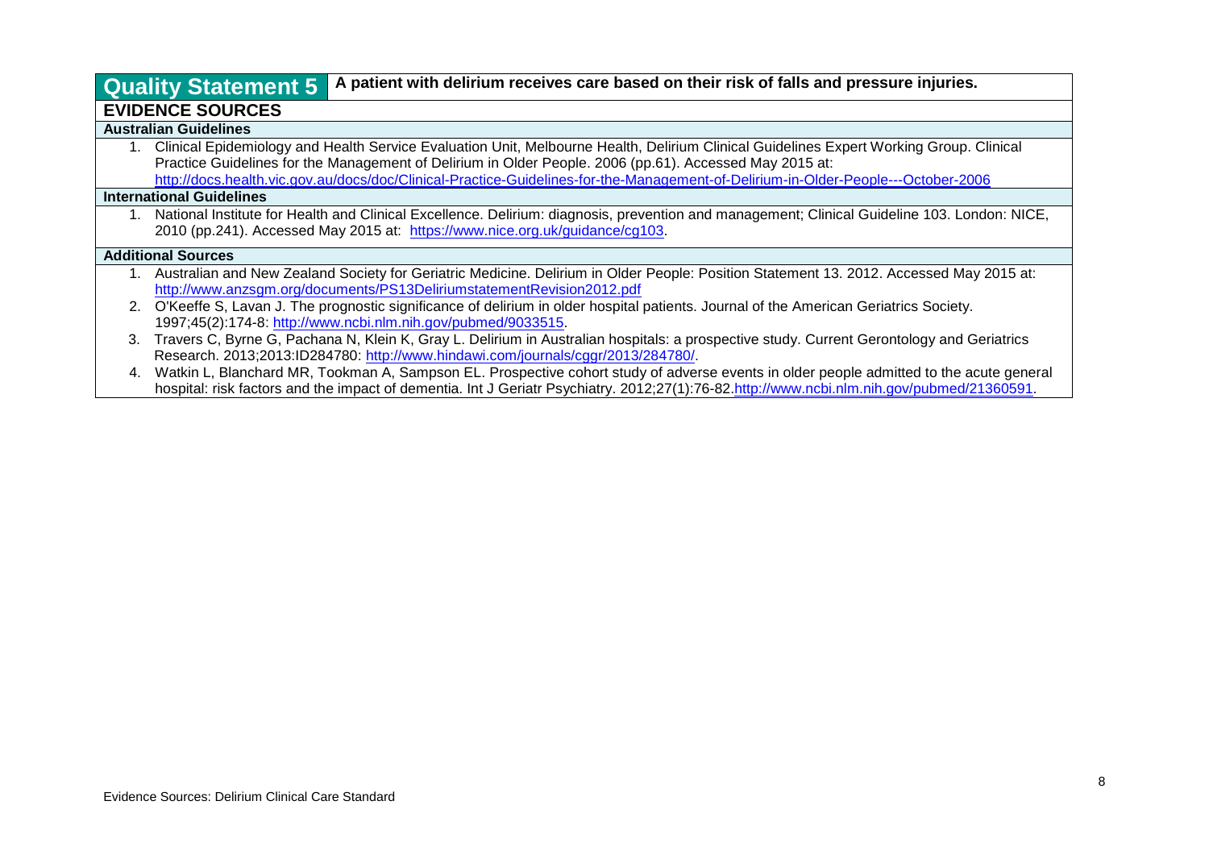## Quality Statement 5 A patient with delirium receives care based on their risk of falls and pressure injuries.

### EVIDENCE SOURCES

#### Australian Guidelines

1. Clinical Epidemiology and Health Service Evaluation Unit, Melbourne Health, Delirium Clinical Guidelines Expert Working Group. Clinical Practice Guidelines for the Management of Delirium in Older People. 2006 (pp.61). Accessed May 2015 at: http://docs.health.vic.gov.au/docs/doc/Clinical-Practice-Guidelines-for-the-Management-of-Delirium-in-Older-People---October-2006

#### International Guidelines

1. National Institute for Health and Clinical Excellence. Delirium: diagnosis, prevention and management; Clinical Guideline 103. London: NICE, 2010 (pp.241). Accessed May 2015 at: https://www.nice.org.uk/guidance/cg103.

#### Additional Sources

1. Australian and New Zealand Society for Geriatric Medicine. Delirium in Older People: Position Statement 13. 2012. Accessed May 2015 at: http://www.anzsgm.org/documents/PS13DeliriumstatementRevision2012.pdf
2. O'Keeffe S, Lavan J. The prognostic significance of delirium in older hospital patients. Journal of the American Geriatrics Society. 1997;45(2):174-8: http://www.ncbi.nlm.nih.gov/pubmed/9033515.
3. Travers C, Byrne G, Pachana N, Klein K, Gray L. Delirium in Australian hospitals: a prospective study. Current Gerontology and Geriatrics Research. 2013;2013:ID284780: http://www.hindawi.com/journals/cggr/2013/284780/.
4. Watkin L, Blanchard MR, Tookman A, Sampson EL. Prospective cohort study of adverse events in older people admitted to the acute general hospital: risk factors and the impact of dementia. Int J Geriatr Psychiatry. 2012;27(1):76-82.http://www.ncbi.nlm.nih.gov/pubmed/21360591.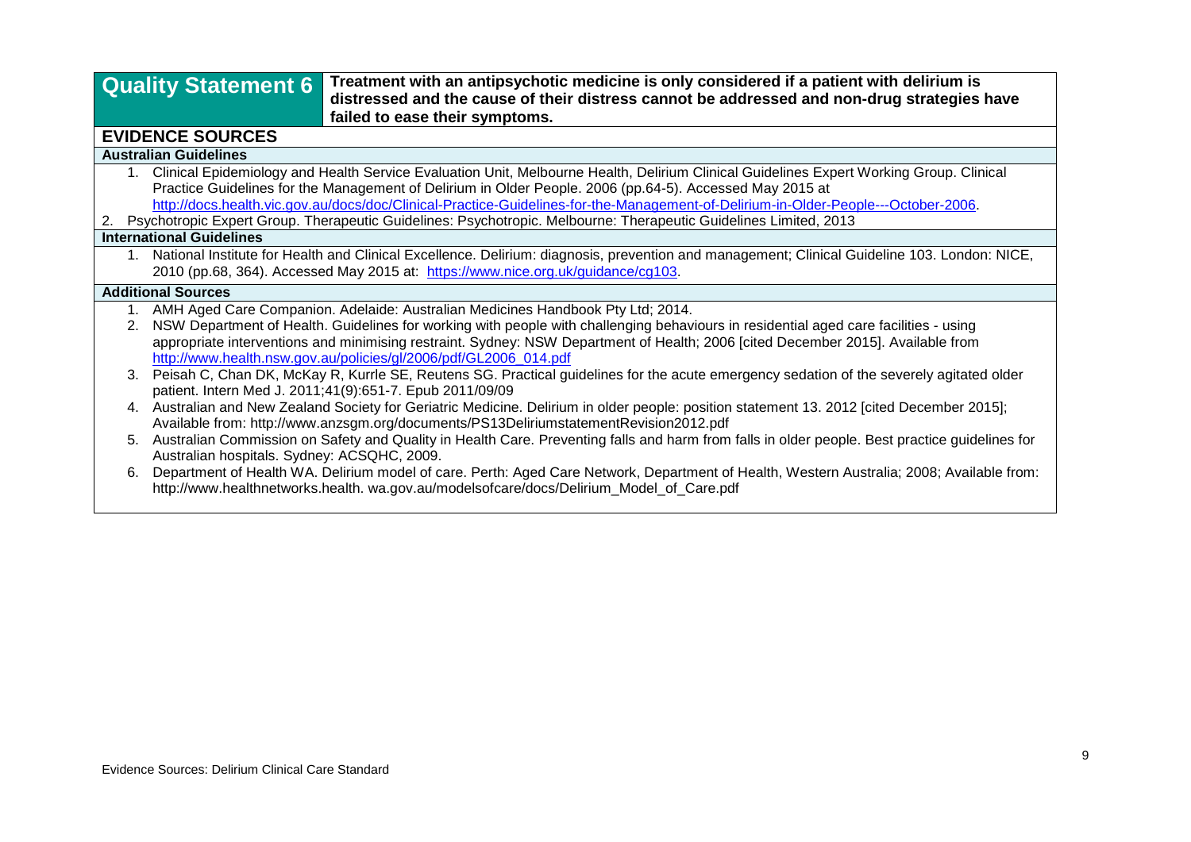## Quality Statement 6

**Treatment with an antipsychotic medicine is only considered if a patient with delirium is distressed and the cause of their distress cannot be addressed and non-drug strategies have failed to ease their symptoms.**

### EVIDENCE SOURCES

#### Australian Guidelines

1. Clinical Epidemiology and Health Service Evaluation Unit, Melbourne Health, Delirium Clinical Guidelines Expert Working Group. Clinical Practice Guidelines for the Management of Delirium in Older People. 2006 (pp.64-5). Accessed May 2015 at http://docs.health.vic.gov.au/docs/doc/Clinical-Practice-Guidelines-for-the-Management-of-Delirium-in-Older-People---October-2006.
2. Psychotropic Expert Group. Therapeutic Guidelines: Psychotropic. Melbourne: Therapeutic Guidelines Limited, 2013

#### International Guidelines

1. National Institute for Health and Clinical Excellence. Delirium: diagnosis, prevention and management; Clinical Guideline 103. London: NICE, 2010 (pp.68, 364). Accessed May 2015 at: https://www.nice.org.uk/guidance/cg103.

#### Additional Sources

1. AMH Aged Care Companion. Adelaide: Australian Medicines Handbook Pty Ltd; 2014.
2. NSW Department of Health. Guidelines for working with people with challenging behaviours in residential aged care facilities - using appropriate interventions and minimising restraint. Sydney: NSW Department of Health; 2006 [cited December 2015]. Available from http://www.health.nsw.gov.au/policies/gl/2006/pdf/GL2006_014.pdf
3. Peisah C, Chan DK, McKay R, Kurrle SE, Reutens SG. Practical guidelines for the acute emergency sedation of the severely agitated older patient. Intern Med J. 2011;41(9):651-7. Epub 2011/09/09
4. Australian and New Zealand Society for Geriatric Medicine. Delirium in older people: position statement 13. 2012 [cited December 2015]; Available from: http://www.anzsgm.org/documents/PS13DeliriumstatementRevision2012.pdf
5. Australian Commission on Safety and Quality in Health Care. Preventing falls and harm from falls in older people. Best practice guidelines for Australian hospitals. Sydney: ACSQHC, 2009.
6. Department of Health WA. Delirium model of care. Perth: Aged Care Network, Department of Health, Western Australia; 2008; Available from: http://www.healthnetworks.health. wa.gov.au/modelsofcare/docs/Delirium_Model_of_Care.pdf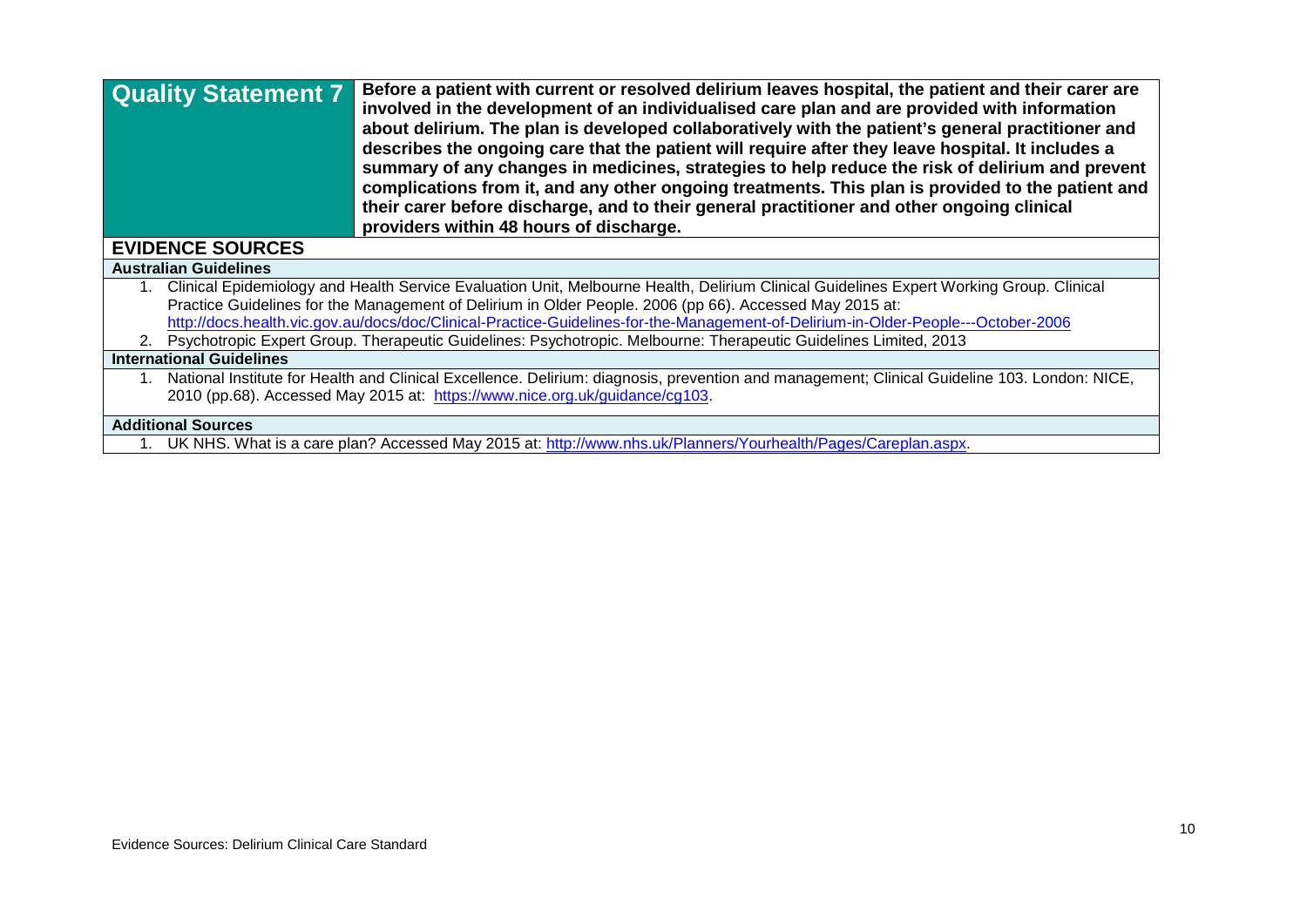| Quality Statement 7 | Before a patient with current or resolved delirium leaves hospital, the patient and their carer are involved in the development of an individualised care plan and are provided with information about delirium. The plan is developed collaboratively with the patient's general practitioner and describes the ongoing care that the patient will require after they leave hospital. It includes a summary of any changes in medicines, strategies to help reduce the risk of delirium and prevent complications from it, and any other ongoing treatments. This plan is provided to the patient and their carer before discharge, and to their general practitioner and other ongoing clinical providers within 48 hours of discharge. |
|---|---|

## EVIDENCE SOURCES

**Australian Guidelines**

1. Clinical Epidemiology and Health Service Evaluation Unit, Melbourne Health, Delirium Clinical Guidelines Expert Working Group. Clinical Practice Guidelines for the Management of Delirium in Older People. 2006 (pp 66). Accessed May 2015 at: http://docs.health.vic.gov.au/docs/doc/Clinical-Practice-Guidelines-for-the-Management-of-Delirium-in-Older-People---October-2006
2. Psychotropic Expert Group. Therapeutic Guidelines: Psychotropic. Melbourne: Therapeutic Guidelines Limited, 2013

**International Guidelines**

1. National Institute for Health and Clinical Excellence. Delirium: diagnosis, prevention and management; Clinical Guideline 103. London: NICE, 2010 (pp.68). Accessed May 2015 at: https://www.nice.org.uk/guidance/cg103.

**Additional Sources**

1. UK NHS. What is a care plan? Accessed May 2015 at: http://www.nhs.uk/Planners/Yourhealth/Pages/Careplan.aspx.